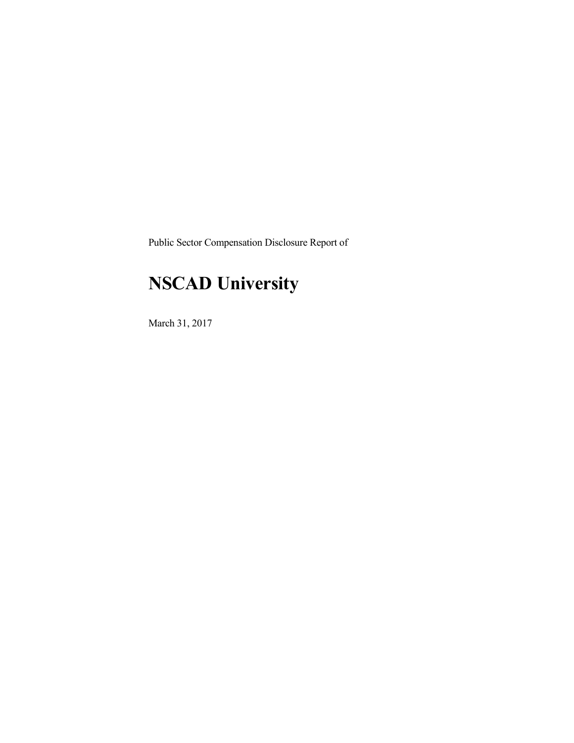Public Sector Compensation Disclosure Report of

# NSCAD University

March 31, 2017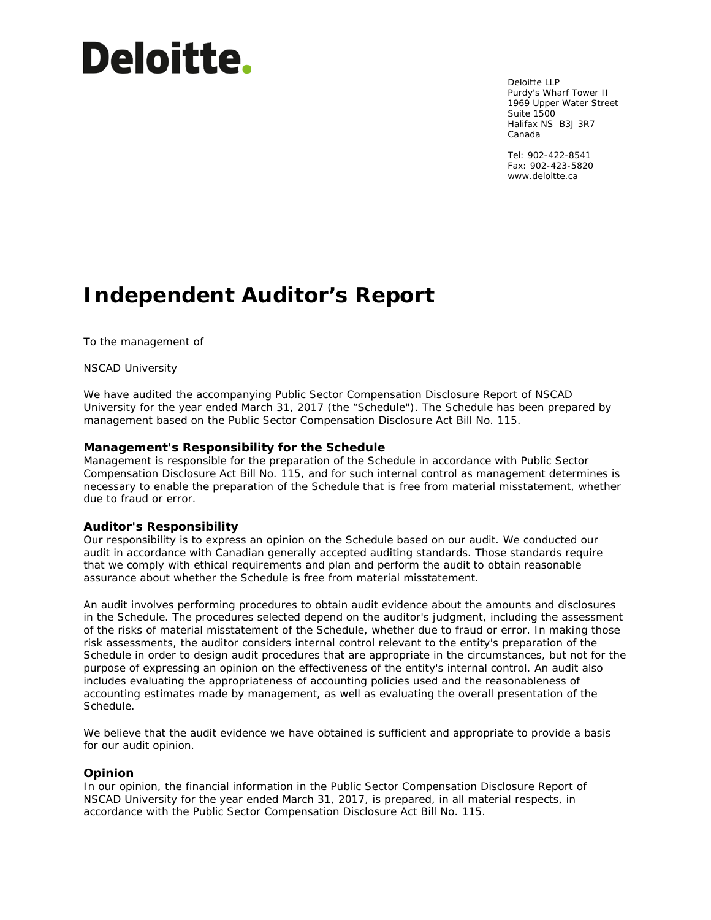Deloitte.

Deloitte LLP
Purdy's Wharf Tower II
1969 Upper Water Street
Suite 1500
Halifax NS B3J 3R7
Canada

Tel: 902-422-8541
Fax: 902-423-5820
www.deloitte.ca

# Independent Auditor's Report

To the management of

NSCAD University

We have audited the accompanying Public Sector Compensation Disclosure Report of NSCAD University for the year ended March 31, 2017 (the "Schedule"). The Schedule has been prepared by management based on the Public Sector Compensation Disclosure Act Bill No. 115.

### Management's Responsibility for the Schedule

Management is responsible for the preparation of the Schedule in accordance with Public Sector Compensation Disclosure Act Bill No. 115, and for such internal control as management determines is necessary to enable the preparation of the Schedule that is free from material misstatement, whether due to fraud or error.

### Auditor's Responsibility

Our responsibility is to express an opinion on the Schedule based on our audit. We conducted our audit in accordance with Canadian generally accepted auditing standards. Those standards require that we comply with ethical requirements and plan and perform the audit to obtain reasonable assurance about whether the Schedule is free from material misstatement.

An audit involves performing procedures to obtain audit evidence about the amounts and disclosures in the Schedule. The procedures selected depend on the auditor's judgment, including the assessment of the risks of material misstatement of the Schedule, whether due to fraud or error. In making those risk assessments, the auditor considers internal control relevant to the entity's preparation of the Schedule in order to design audit procedures that are appropriate in the circumstances, but not for the purpose of expressing an opinion on the effectiveness of the entity's internal control. An audit also includes evaluating the appropriateness of accounting policies used and the reasonableness of accounting estimates made by management, as well as evaluating the overall presentation of the Schedule.

We believe that the audit evidence we have obtained is sufficient and appropriate to provide a basis for our audit opinion.

### Opinion

In our opinion, the financial information in the Public Sector Compensation Disclosure Report of NSCAD University for the year ended March 31, 2017, is prepared, in all material respects, in accordance with the Public Sector Compensation Disclosure Act Bill No. 115.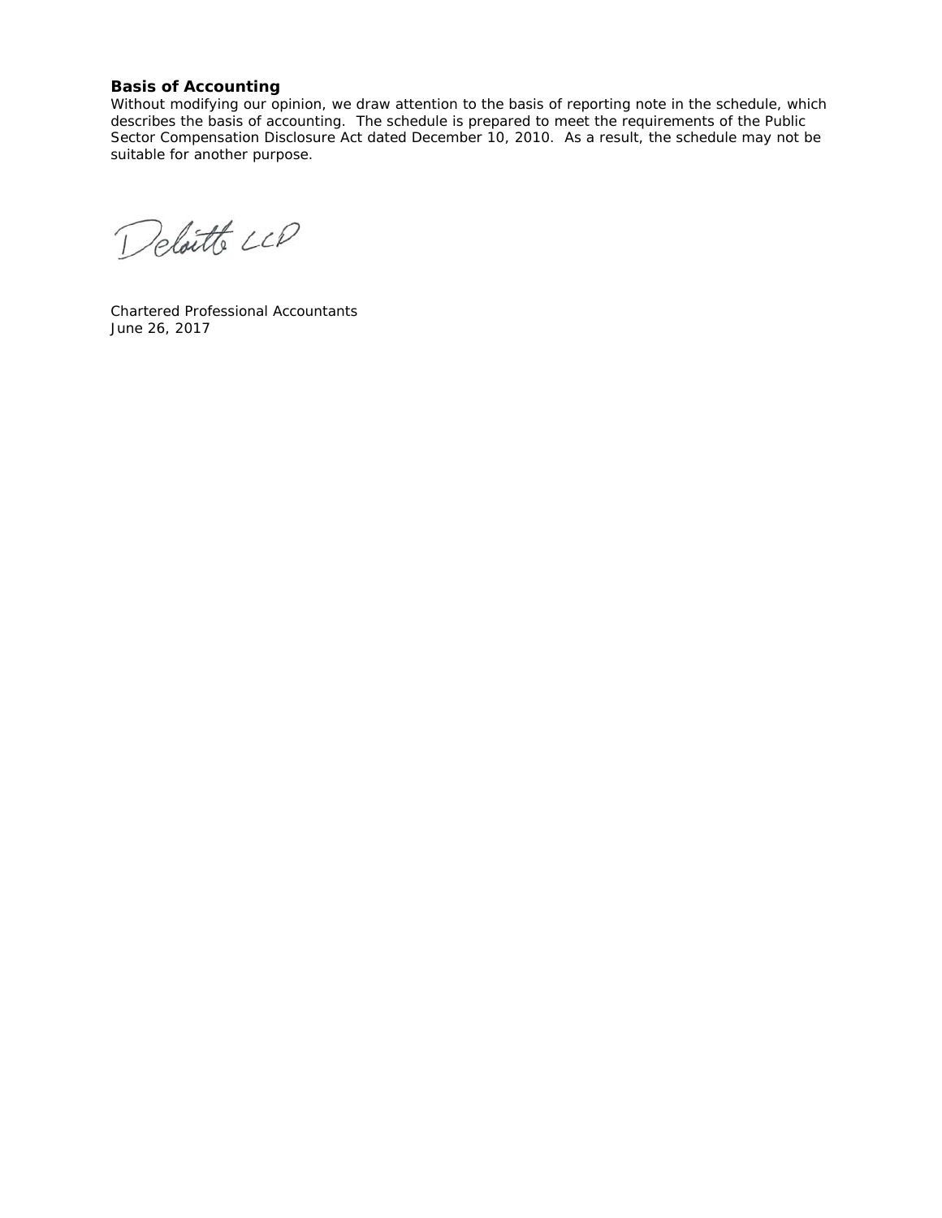### Basis of Accounting

Without modifying our opinion, we draw attention to the basis of reporting note in the schedule, which describes the basis of accounting. The schedule is prepared to meet the requirements of the Public Sector Compensation Disclosure Act dated December 10, 2010. As a result, the schedule may not be suitable for another purpose.

Deloitte LLP

Chartered Professional Accountants
June 26, 2017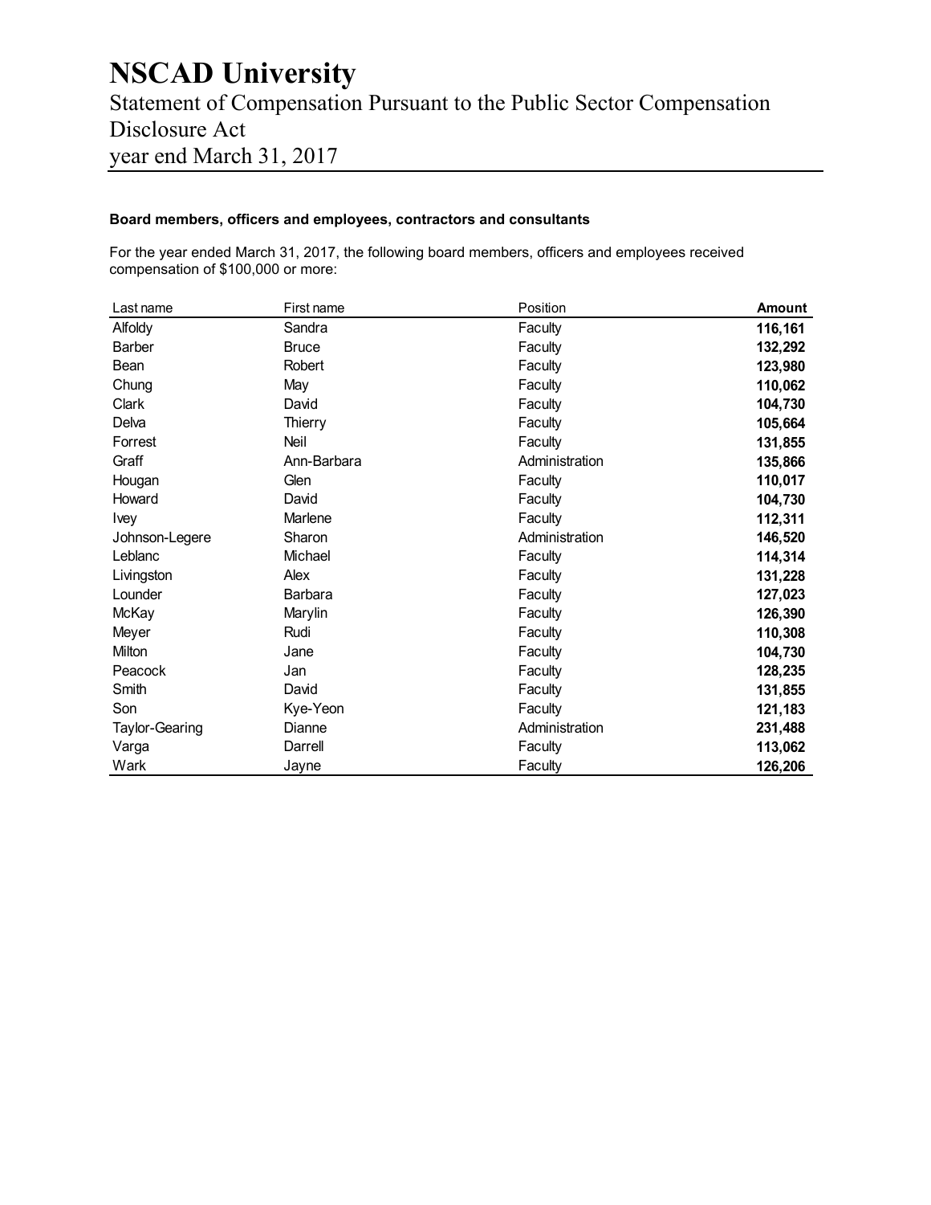# NSCAD University

Statement of Compensation Pursuant to the Public Sector Compensation Disclosure Act
year end March 31, 2017

**Board members, officers and employees, contractors and consultants**

For the year ended March 31, 2017, the following board members, officers and employees received compensation of $100,000 or more:

| Last name | First name | Position | **Amount** |
|---|---|---|---|
| Alfoldy | Sandra | Faculty | **116,161** |
| Barber | Bruce | Faculty | **132,292** |
| Bean | Robert | Faculty | **123,980** |
| Chung | May | Faculty | **110,062** |
| Clark | David | Faculty | **104,730** |
| Delva | Thierry | Faculty | **105,664** |
| Forrest | Neil | Faculty | **131,855** |
| Graff | Ann-Barbara | Administration | **135,866** |
| Hougan | Glen | Faculty | **110,017** |
| Howard | David | Faculty | **104,730** |
| Ivey | Marlene | Faculty | **112,311** |
| Johnson-Legere | Sharon | Administration | **146,520** |
| Leblanc | Michael | Faculty | **114,314** |
| Livingston | Alex | Faculty | **131,228** |
| Lounder | Barbara | Faculty | **127,023** |
| McKay | Marylin | Faculty | **126,390** |
| Meyer | Rudi | Faculty | **110,308** |
| Milton | Jane | Faculty | **104,730** |
| Peacock | Jan | Faculty | **128,235** |
| Smith | David | Faculty | **131,855** |
| Son | Kye-Yeon | Faculty | **121,183** |
| Taylor-Gearing | Dianne | Administration | **231,488** |
| Varga | Darrell | Faculty | **113,062** |
| Wark | Jayne | Faculty | **126,206** |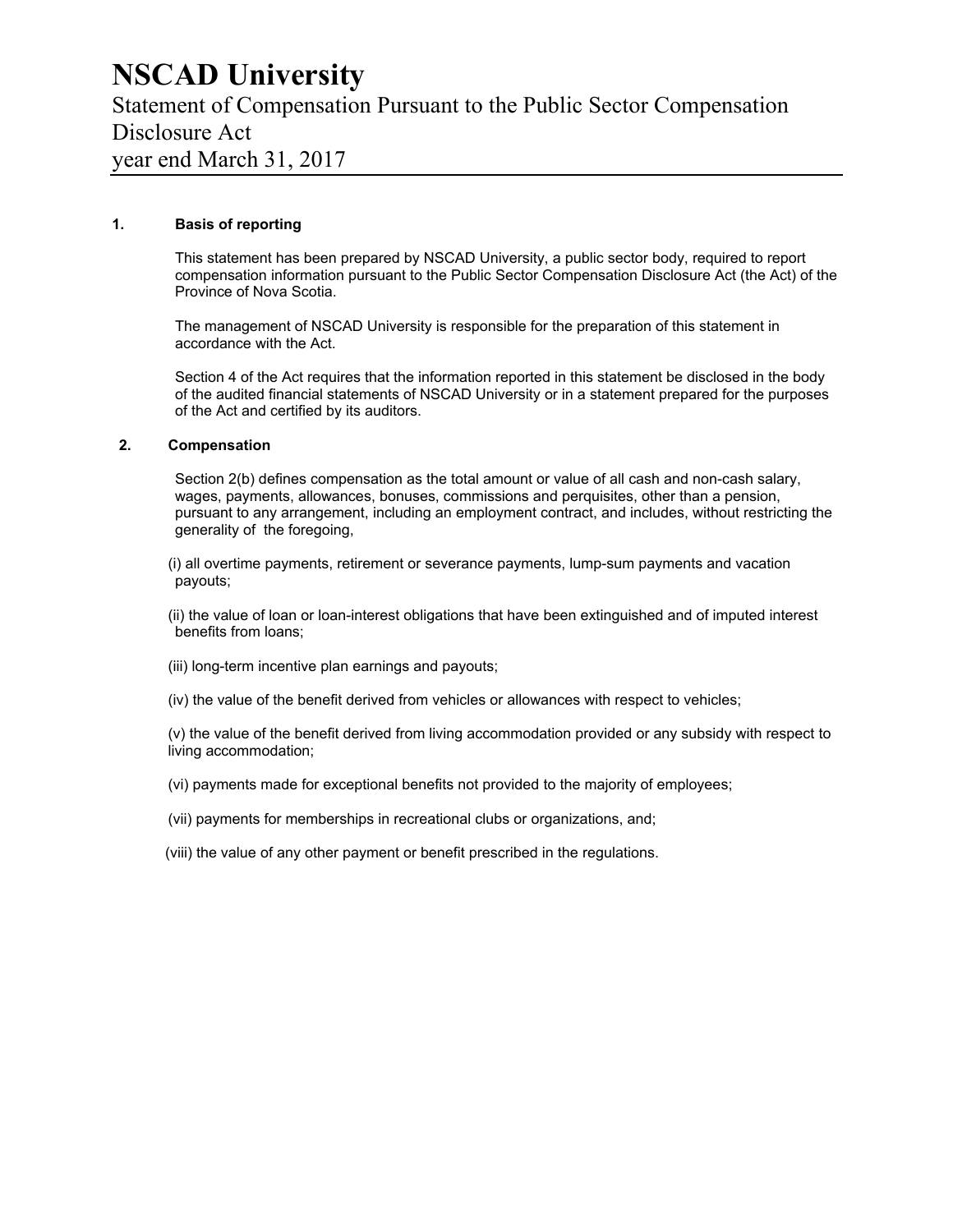# NSCAD University

Statement of Compensation Pursuant to the Public Sector Compensation Disclosure Act
year end March 31, 2017

**1. Basis of reporting**

This statement has been prepared by NSCAD University, a public sector body, required to report compensation information pursuant to the Public Sector Compensation Disclosure Act (the Act) of the Province of Nova Scotia.

The management of NSCAD University is responsible for the preparation of this statement in accordance with the Act.

Section 4 of the Act requires that the information reported in this statement be disclosed in the body of the audited financial statements of NSCAD University or in a statement prepared for the purposes of the Act and certified by its auditors.

**2. Compensation**

Section 2(b) defines compensation as the total amount or value of all cash and non-cash salary, wages, payments, allowances, bonuses, commissions and perquisites, other than a pension, pursuant to any arrangement, including an employment contract, and includes, without restricting the generality of the foregoing,

(i) all overtime payments, retirement or severance payments, lump-sum payments and vacation payouts;

(ii) the value of loan or loan-interest obligations that have been extinguished and of imputed interest benefits from loans;

(iii) long-term incentive plan earnings and payouts;

(iv) the value of the benefit derived from vehicles or allowances with respect to vehicles;

(v) the value of the benefit derived from living accommodation provided or any subsidy with respect to living accommodation;

(vi) payments made for exceptional benefits not provided to the majority of employees;

(vii) payments for memberships in recreational clubs or organizations, and;

(viii) the value of any other payment or benefit prescribed in the regulations.